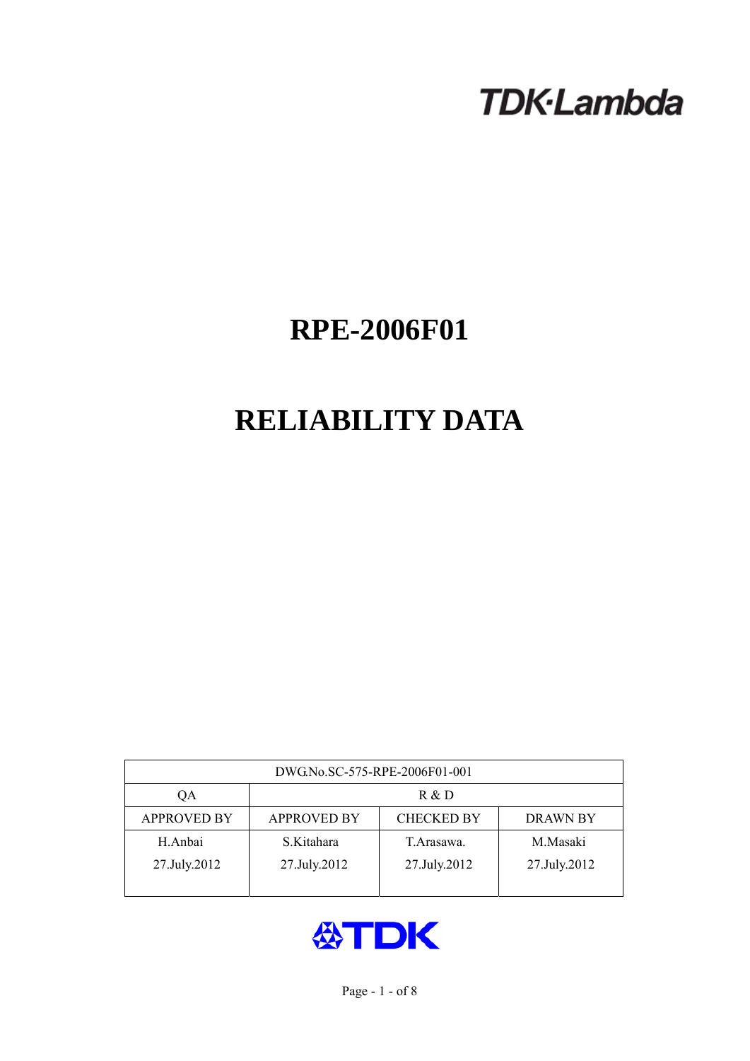TDK·Lambda

# RPE-2006F01

# RELIABILITY DATA

| DWG.No.SC-575-RPE-2006F01-001 | | | |
|---|---|---|---|
| QA | R & D | | |
| APPROVED BY | APPROVED BY | CHECKED BY | DRAWN BY |
| H.Anbai<br>27.July.2012 | S.Kitahara<br>27.July.2012 | T.Arasawa.<br>27.July.2012 | M.Masaki<br>27.July.2012 |

TDK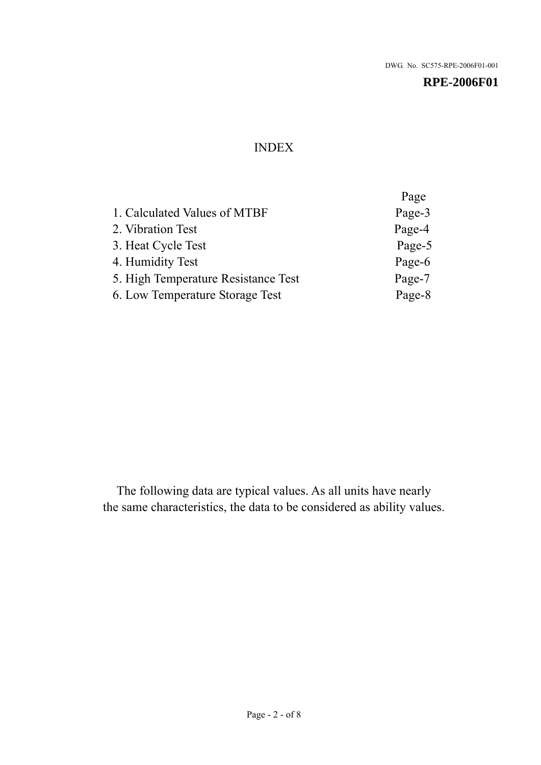DWG. No. SC575-RPE-2006F01-001

**RPE-2006F01**

# INDEX

| | Page |
|---|---|
| 1. Calculated Values of MTBF | Page-3 |
| 2. Vibration Test | Page-4 |
| 3. Heat Cycle Test | Page-5 |
| 4. Humidity Test | Page-6 |
| 5. High Temperature Resistance Test | Page-7 |
| 6. Low Temperature Storage Test | Page-8 |

The following data are typical values. As all units have nearly the same characteristics, the data to be considered as ability values.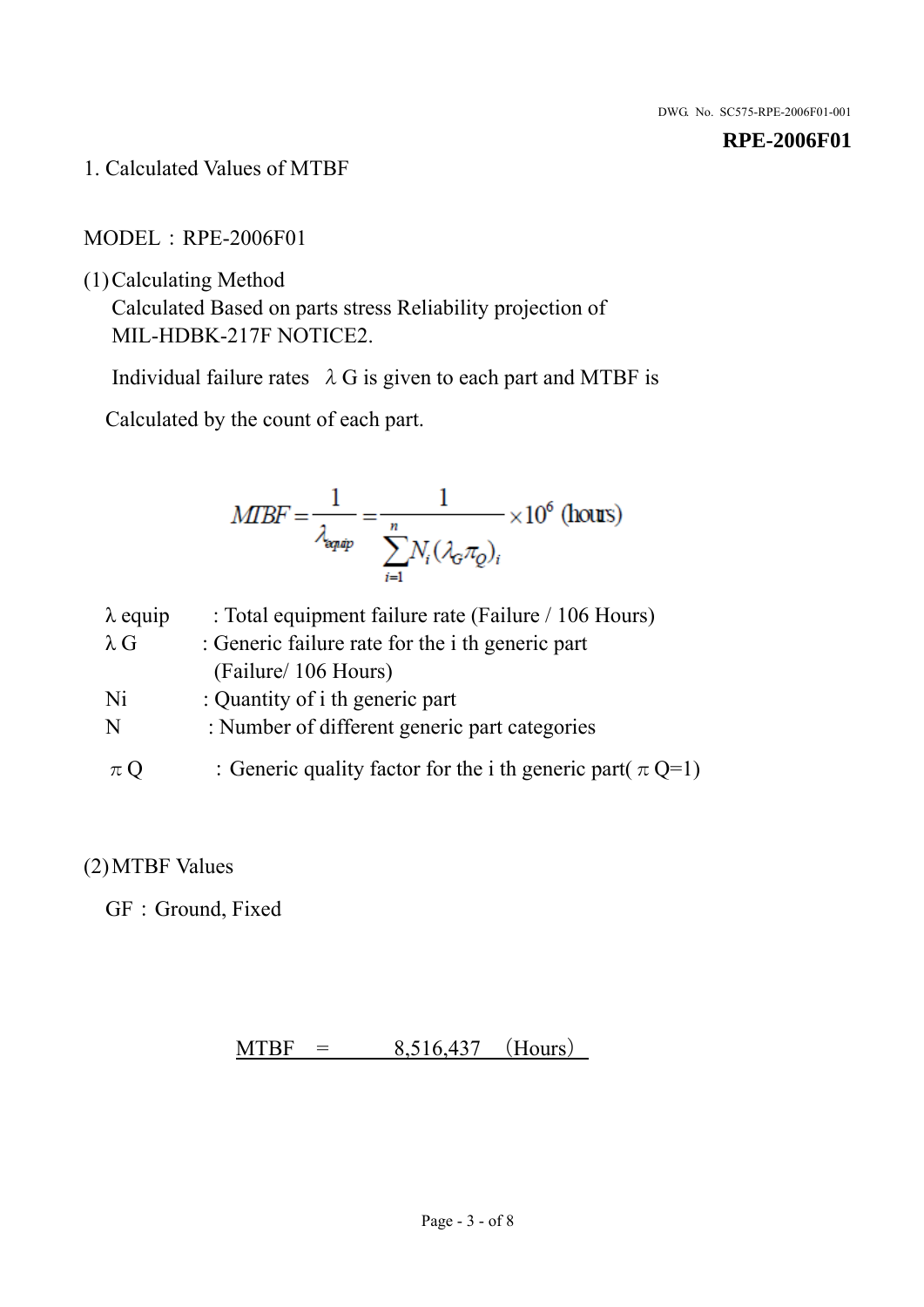**RPE-2006F01**

1. Calculated Values of MTBF

MODEL：RPE-2006F01

(1) Calculating Method

Calculated Based on parts stress Reliability projection of MIL-HDBK-217F NOTICE2.

Individual failure rates　λG is given to each part and MTBF is

Calculated by the count of each part.

$$MTBF = \frac{1}{\lambda_{equip}} = \frac{1}{\sum_{i=1}^{n} N_i (\lambda_G \pi_Q)_i} \times 10^6 \text{ (hours)}$$

| | |
|---|---|
| λ equip | : Total equipment failure rate (Failure / 106 Hours) |
| λ G | : Generic failure rate for the i th generic part (Failure/ 106 Hours) |
| Ni | : Quantity of i th generic part |
| N | : Number of different generic part categories |
| π Q | ：Generic quality factor for the i th generic part( π Q=1) |

(2) MTBF Values

GF：Ground, Fixed

MTBF　=　　8,516,437　(Hours)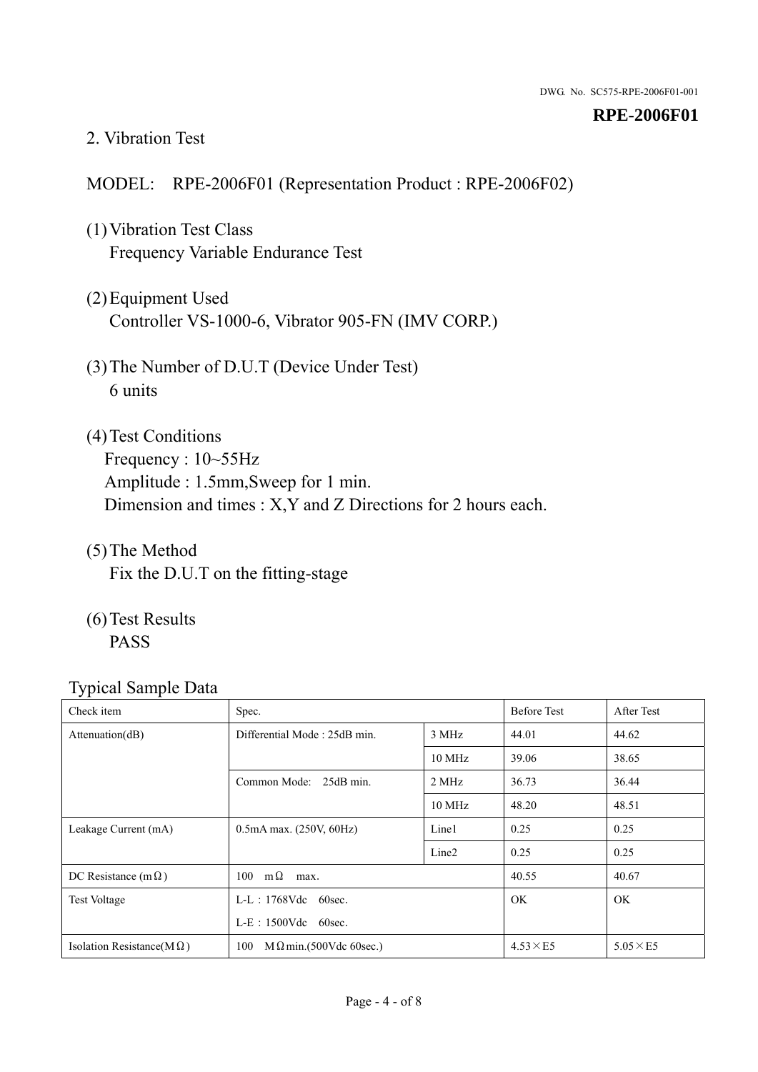## 2. Vibration Test

MODEL:　RPE-2006F01 (Representation Product : RPE-2006F02)

(1) Vibration Test Class
Frequency Variable Endurance Test

(2) Equipment Used
Controller VS-1000-6, Vibrator 905-FN (IMV CORP.)

(3) The Number of D.U.T (Device Under Test)
6 units

(4) Test Conditions
Frequency : 10~55Hz
Amplitude : 1.5mm,Sweep for 1 min.
Dimension and times : X,Y and Z Directions for 2 hours each.

(5) The Method
Fix the D.U.T on the fitting-stage

(6) Test Results
PASS

Typical Sample Data

| Check item | Spec. | | Before Test | After Test |
|---|---|---|---|---|
| Attenuation(dB) | Differential Mode : 25dB min. | 3 MHz | 44.01 | 44.62 |
| | | 10 MHz | 39.06 | 38.65 |
| | Common Mode:　25dB min. | 2 MHz | 36.73 | 36.44 |
| | | 10 MHz | 48.20 | 48.51 |
| Leakage Current (mA) | 0.5mA max. (250V, 60Hz) | Line1 | 0.25 | 0.25 |
| | | Line2 | 0.25 | 0.25 |
| DC Resistance (mΩ) | 100　mΩ　max. | | 40.55 | 40.67 |
| Test Voltage | L-L：1768Vdc　60sec.<br>L-E：1500Vdc　60sec. | | OK | OK |
| Isolation Resistance(MΩ) | 100　MΩmin.(500Vdc 60sec.) | | 4.53×E5 | 5.05×E5 |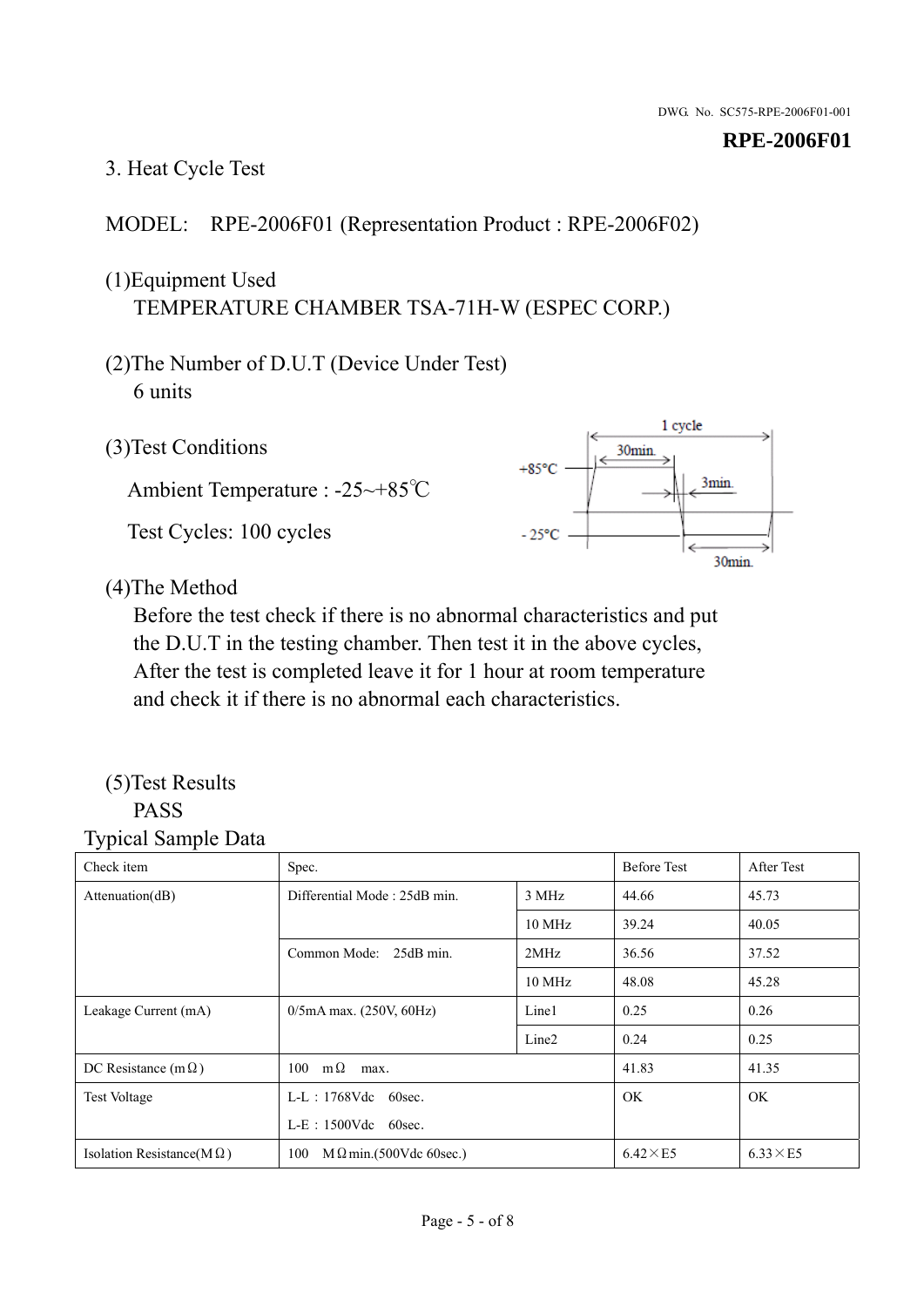**RPE-2006F01**

## 3. Heat Cycle Test

MODEL:　RPE-2006F01 (Representation Product : RPE-2006F02)

(1)Equipment Used

TEMPERATURE CHAMBER TSA-71H-W (ESPEC CORP.)

(2)The Number of D.U.T (Device Under Test)

6 units

(3)Test Conditions

Ambient Temperature : -25~+85℃

Test Cycles: 100 cycles

1 cycle
+85°C — 30min.
3min.
- 25°C — 30min.

(4)The Method

Before the test check if there is no abnormal characteristics and put the D.U.T in the testing chamber. Then test it in the above cycles, After the test is completed leave it for 1 hour at room temperature and check it if there is no abnormal each characteristics.

(5)Test Results

PASS

Typical Sample Data

| Check item | Spec. | | Before Test | After Test |
|---|---|---|---|---|
| Attenuation(dB) | Differential Mode : 25dB min. | 3 MHz | 44.66 | 45.73 |
| | | 10 MHz | 39.24 | 40.05 |
| | Common Mode:　25dB min. | 2MHz | 36.56 | 37.52 |
| | | 10 MHz | 48.08 | 45.28 |
| Leakage Current (mA) | 0/5mA max. (250V, 60Hz) | Line1 | 0.25 | 0.26 |
| | | Line2 | 0.24 | 0.25 |
| DC Resistance (mΩ) | 100　mΩ　max. | | 41.83 | 41.35 |
| Test Voltage | L-L : 1768Vdc　60sec.<br>L-E : 1500Vdc　60sec. | | OK | OK |
| Isolation Resistance(MΩ) | 100　MΩmin.(500Vdc 60sec.) | | 6.42×E5 | 6.33×E5 |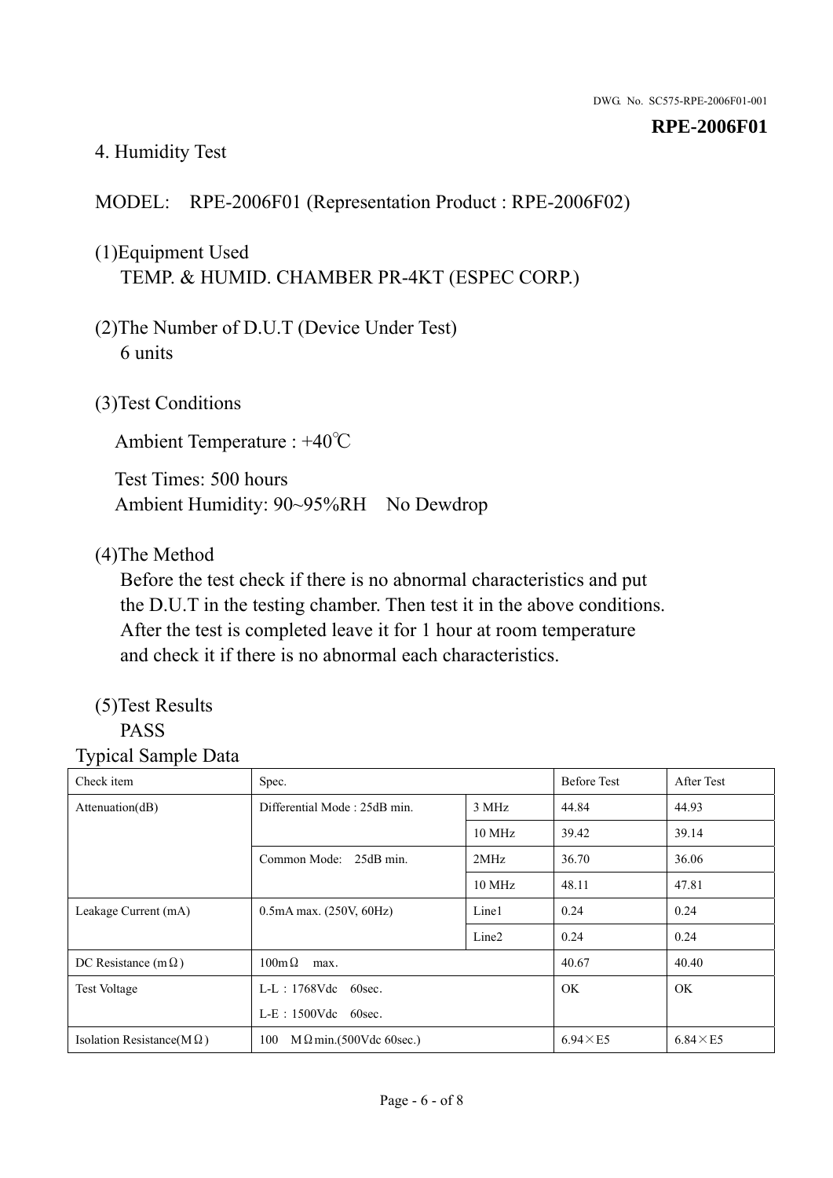## 4. Humidity Test

MODEL: RPE-2006F01 (Representation Product : RPE-2006F02)

(1)Equipment Used
TEMP. & HUMID. CHAMBER PR-4KT (ESPEC CORP.)

(2)The Number of D.U.T (Device Under Test)
6 units

(3)Test Conditions

Ambient Temperature : +40℃

Test Times: 500 hours
Ambient Humidity: 90~95%RH No Dewdrop

(4)The Method
Before the test check if there is no abnormal characteristics and put the D.U.T in the testing chamber. Then test it in the above conditions. After the test is completed leave it for 1 hour at room temperature and check it if there is no abnormal each characteristics.

(5)Test Results
PASS

Typical Sample Data

| Check item | Spec. | | Before Test | After Test |
|---|---|---|---|---|
| Attenuation(dB) | Differential Mode : 25dB min. | 3 MHz | 44.84 | 44.93 |
| | | 10 MHz | 39.42 | 39.14 |
| | Common Mode: 25dB min. | 2MHz | 36.70 | 36.06 |
| | | 10 MHz | 48.11 | 47.81 |
| Leakage Current (mA) | 0.5mA max. (250V, 60Hz) | Line1 | 0.24 | 0.24 |
| | | Line2 | 0.24 | 0.24 |
| DC Resistance (mΩ) | 100mΩ max. | | 40.67 | 40.40 |
| Test Voltage | L-L：1768Vdc 60sec.<br>L-E：1500Vdc 60sec. | | OK | OK |
| Isolation Resistance(MΩ) | 100 MΩmin.(500Vdc 60sec.) | | 6.94×E5 | 6.84×E5 |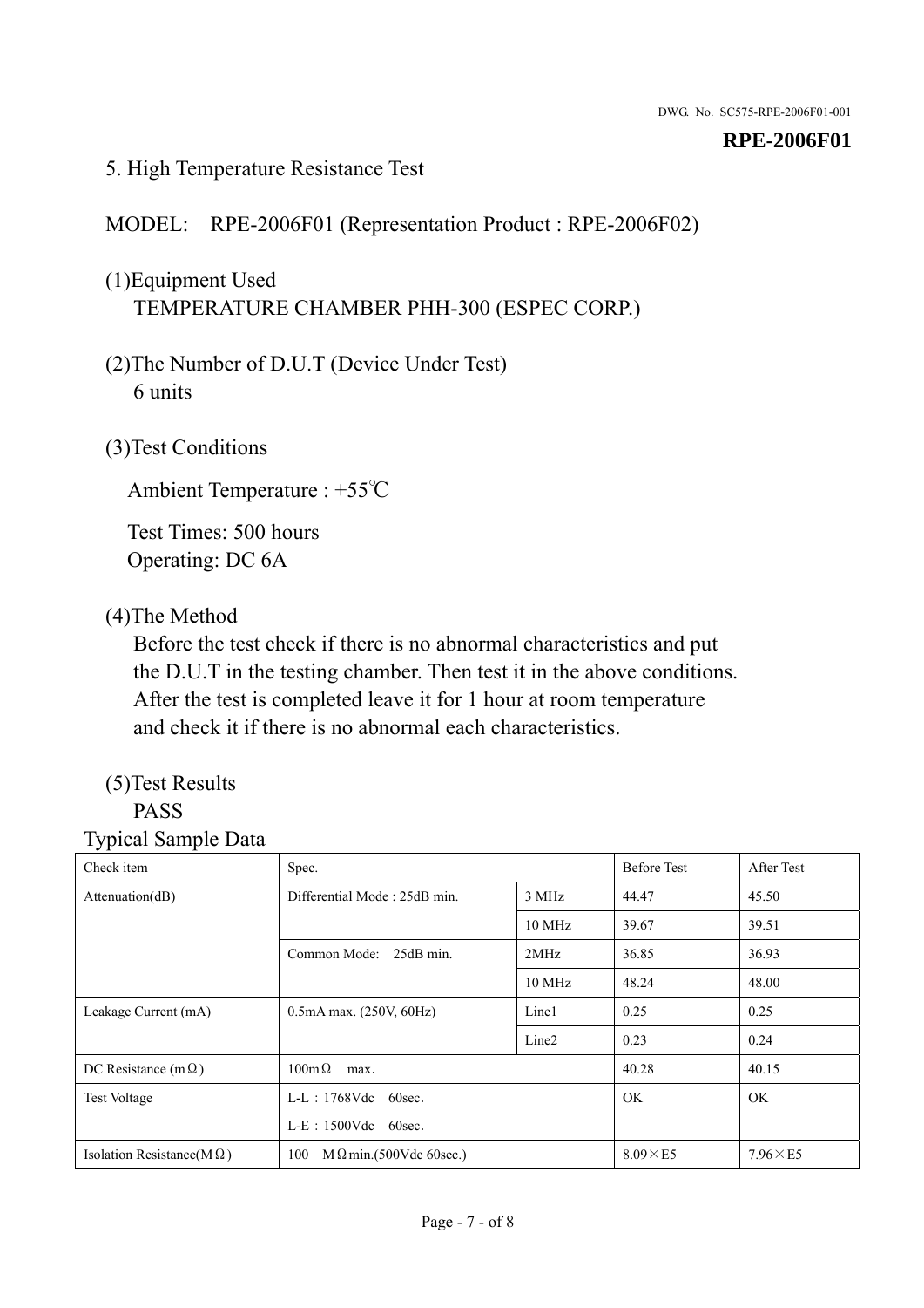## 5. High Temperature Resistance Test

MODEL: RPE-2006F01 (Representation Product : RPE-2006F02)

(1)Equipment Used
TEMPERATURE CHAMBER PHH-300 (ESPEC CORP.)

(2)The Number of D.U.T (Device Under Test)
6 units

(3)Test Conditions

Ambient Temperature : +55℃

Test Times: 500 hours
Operating: DC 6A

(4)The Method
Before the test check if there is no abnormal characteristics and put the D.U.T in the testing chamber. Then test it in the above conditions. After the test is completed leave it for 1 hour at room temperature and check it if there is no abnormal each characteristics.

(5)Test Results
PASS

Typical Sample Data

| Check item | Spec. | | Before Test | After Test |
|---|---|---|---|---|
| Attenuation(dB) | Differential Mode : 25dB min. | 3 MHz | 44.47 | 45.50 |
| | | 10 MHz | 39.67 | 39.51 |
| | Common Mode: 25dB min. | 2MHz | 36.85 | 36.93 |
| | | 10 MHz | 48.24 | 48.00 |
| Leakage Current (mA) | 0.5mA max. (250V, 60Hz) | Line1 | 0.25 | 0.25 |
| | | Line2 | 0.23 | 0.24 |
| DC Resistance (mΩ) | 100mΩ max. | | 40.28 | 40.15 |
| Test Voltage | L-L：1768Vdc 60sec.<br>L-E：1500Vdc 60sec. | | OK | OK |
| Isolation Resistance(MΩ) | 100 MΩmin.(500Vdc 60sec.) | | 8.09×E5 | 7.96×E5 |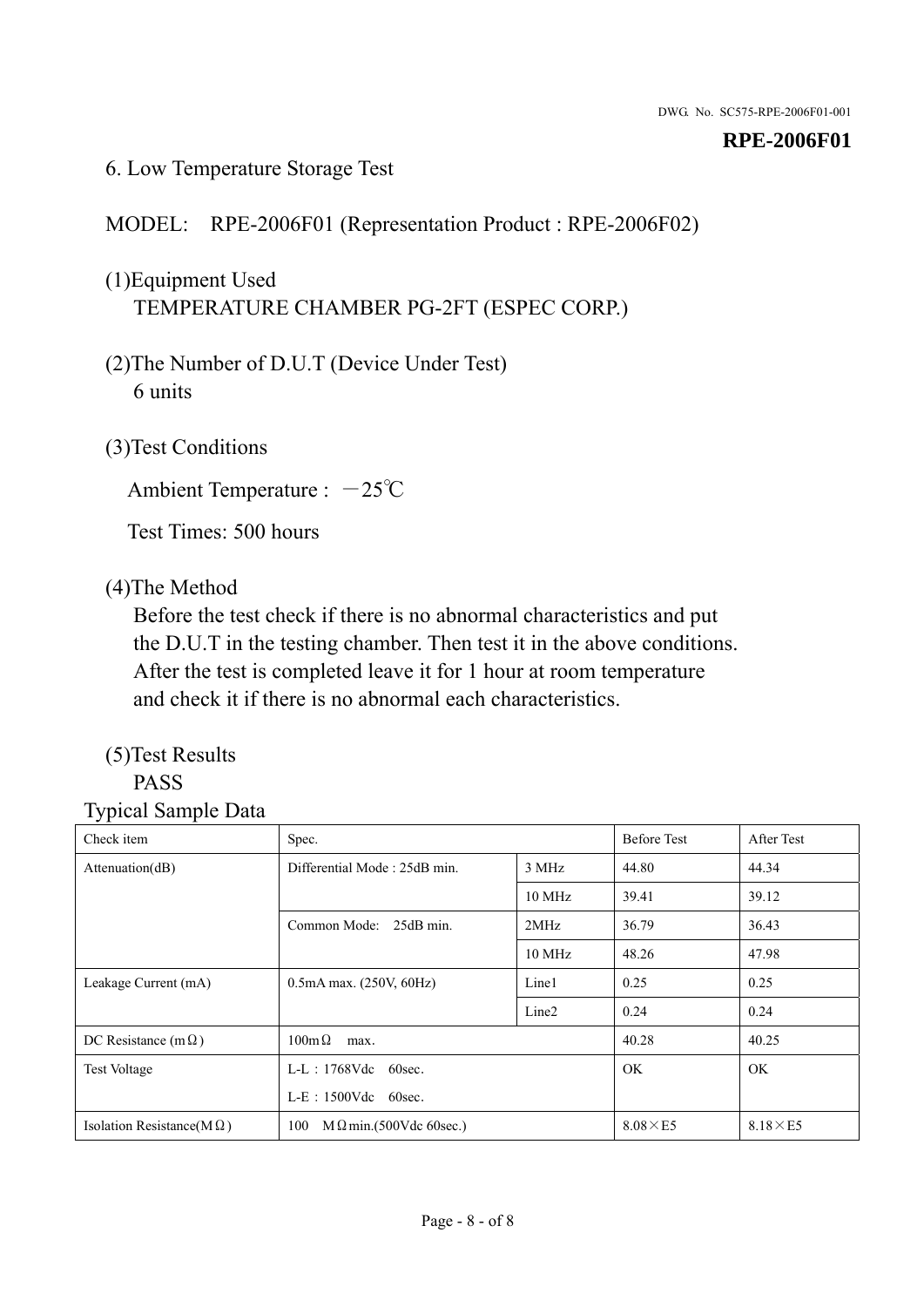## 6. Low Temperature Storage Test

MODEL: RPE-2006F01 (Representation Product : RPE-2006F02)

(1)Equipment Used
TEMPERATURE CHAMBER PG-2FT (ESPEC CORP.)

(2)The Number of D.U.T (Device Under Test)
6 units

(3)Test Conditions

Ambient Temperature : －25℃

Test Times: 500 hours

(4)The Method
Before the test check if there is no abnormal characteristics and put the D.U.T in the testing chamber. Then test it in the above conditions. After the test is completed leave it for 1 hour at room temperature and check it if there is no abnormal each characteristics.

(5)Test Results
PASS

Typical Sample Data

| Check item | Spec. | | Before Test | After Test |
|---|---|---|---|---|
| Attenuation(dB) | Differential Mode : 25dB min. | 3 MHz | 44.80 | 44.34 |
| | | 10 MHz | 39.41 | 39.12 |
| | Common Mode: 25dB min. | 2MHz | 36.79 | 36.43 |
| | | 10 MHz | 48.26 | 47.98 |
| Leakage Current (mA) | 0.5mA max. (250V, 60Hz) | Line1 | 0.25 | 0.25 |
| | | Line2 | 0.24 | 0.24 |
| DC Resistance (mΩ) | 100mΩ max. | | 40.28 | 40.25 |
| Test Voltage | L-L : 1768Vdc 60sec.<br>L-E : 1500Vdc 60sec. | | OK | OK |
| Isolation Resistance(MΩ) | 100 MΩmin.(500Vdc 60sec.) | | 8.08×E5 | 8.18×E5 |